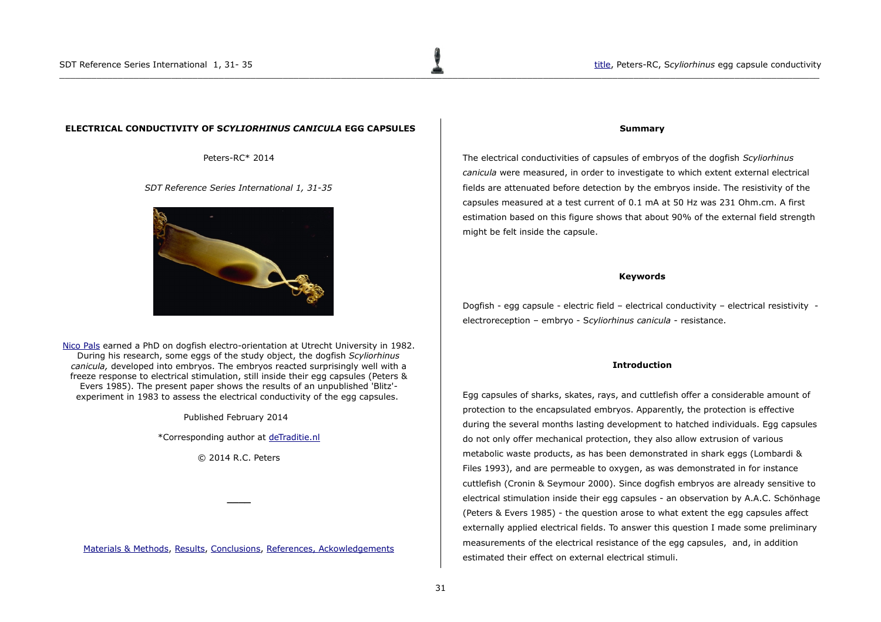# ELECTRICAL CONDUCTIVITY OF S*CYLIORHINUS CANICULA* EGG CAPSULES

Peters-RC* 2014

*SDT Reference Series International 1, 31-35*

Nico Pals earned a PhD on dogfish electro-orientation at Utrecht University in 1982. During his research, some eggs of the study object, the dogfish *Scyliorhinus canicula,* developed into embryos. The embryos reacted surprisingly well with a freeze response to electrical stimulation, still inside their egg capsules (Peters & Evers 1985). The present paper shows the results of an unpublished 'Blitz'-experiment in 1983 to assess the electrical conductivity of the egg capsules.

Published February 2014

*Corresponding author at deTraditie.nl

© 2014 R.C. Peters

Materials & Methods, Results, Conclusions, References, Ackowledgements

## Summary

The electrical conductivities of capsules of embryos of the dogfish *Scyliorhinus canicula* were measured, in order to investigate to which extent external electrical fields are attenuated before detection by the embryos inside. The resistivity of the capsules measured at a test current of 0.1 mA at 50 Hz was 231 Ohm.cm. A first estimation based on this figure shows that about 90% of the external field strength might be felt inside the capsule.

## Keywords

Dogfish - egg capsule - electric field – electrical conductivity – electrical resistivity - electroreception – embryo - S*cyliorhinus canicula* - resistance.

## Introduction

Egg capsules of sharks, skates, rays, and cuttlefish offer a considerable amount of protection to the encapsulated embryos. Apparently, the protection is effective during the several months lasting development to hatched individuals. Egg capsules do not only offer mechanical protection, they also allow extrusion of various metabolic waste products, as has been demonstrated in shark eggs (Lombardi & Files 1993), and are permeable to oxygen, as was demonstrated in for instance cuttlefish (Cronin & Seymour 2000). Since dogfish embryos are already sensitive to electrical stimulation inside their egg capsules - an observation by A.A.C. Schönhage (Peters & Evers 1985) - the question arose to what extent the egg capsules affect externally applied electrical fields. To answer this question I made some preliminary measurements of the electrical resistance of the egg capsules, and, in addition estimated their effect on external electrical stimuli.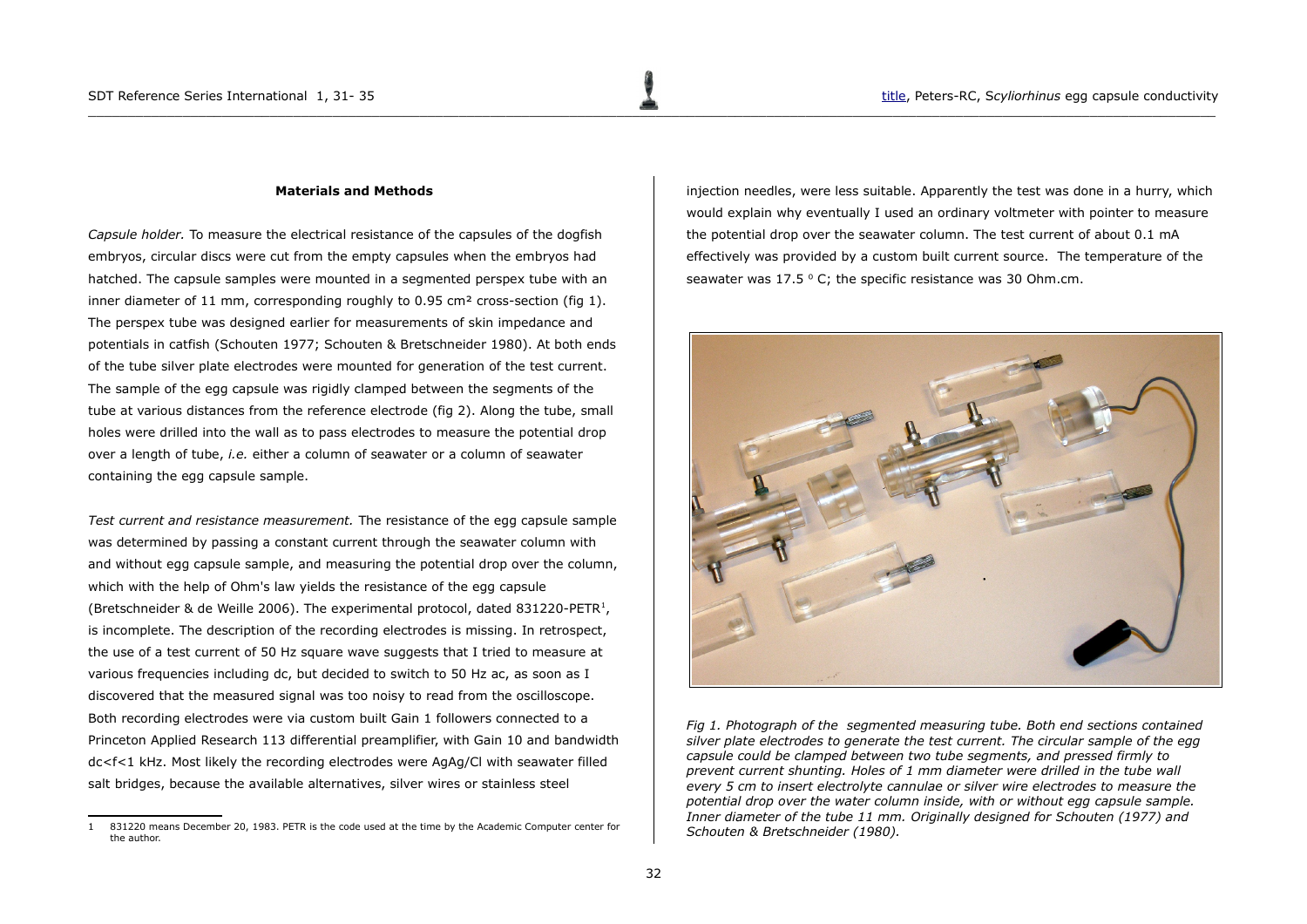## Materials and Methods

*Capsule holder.* To measure the electrical resistance of the capsules of the dogfish embryos, circular discs were cut from the empty capsules when the embryos had hatched. The capsule samples were mounted in a segmented perspex tube with an inner diameter of 11 mm, corresponding roughly to 0.95 cm² cross-section (fig 1). The perspex tube was designed earlier for measurements of skin impedance and potentials in catfish (Schouten 1977; Schouten & Bretschneider 1980). At both ends of the tube silver plate electrodes were mounted for generation of the test current. The sample of the egg capsule was rigidly clamped between the segments of the tube at various distances from the reference electrode (fig 2). Along the tube, small holes were drilled into the wall as to pass electrodes to measure the potential drop over a length of tube, *i.e.* either a column of seawater or a column of seawater containing the egg capsule sample.

*Test current and resistance measurement.* The resistance of the egg capsule sample was determined by passing a constant current through the seawater column with and without egg capsule sample, and measuring the potential drop over the column, which with the help of Ohm's law yields the resistance of the egg capsule (Bretschneider & de Weille 2006). The experimental protocol, dated 831220-PETR[1], is incomplete. The description of the recording electrodes is missing. In retrospect, the use of a test current of 50 Hz square wave suggests that I tried to measure at various frequencies including dc, but decided to switch to 50 Hz ac, as soon as I discovered that the measured signal was too noisy to read from the oscilloscope. Both recording electrodes were via custom built Gain 1 followers connected to a Princeton Applied Research 113 differential preamplifier, with Gain 10 and bandwidth dc<f<1 kHz. Most likely the recording electrodes were AgAg/Cl with seawater filled salt bridges, because the available alternatives, silver wires or stainless steel injection needles, were less suitable. Apparently the test was done in a hurry, which would explain why eventually I used an ordinary voltmeter with pointer to measure the potential drop over the seawater column. The test current of about 0.1 mA effectively was provided by a custom built current source. The temperature of the seawater was 17.5 $^{0}$ C; the specific resistance was 30 Ohm.cm.

*Fig 1. Photograph of the segmented measuring tube. Both end sections contained silver plate electrodes to generate the test current. The circular sample of the egg capsule could be clamped between two tube segments, and pressed firmly to prevent current shunting. Holes of 1 mm diameter were drilled in the tube wall every 5 cm to insert electrolyte cannulae or silver wire electrodes to measure the potential drop over the water column inside, with or without egg capsule sample. Inner diameter of the tube 11 mm. Originally designed for Schouten (1977) and Schouten & Bretschneider (1980).*

---

[1] 831220 means December 20, 1983. PETR is the code used at the time by the Academic Computer center for the author.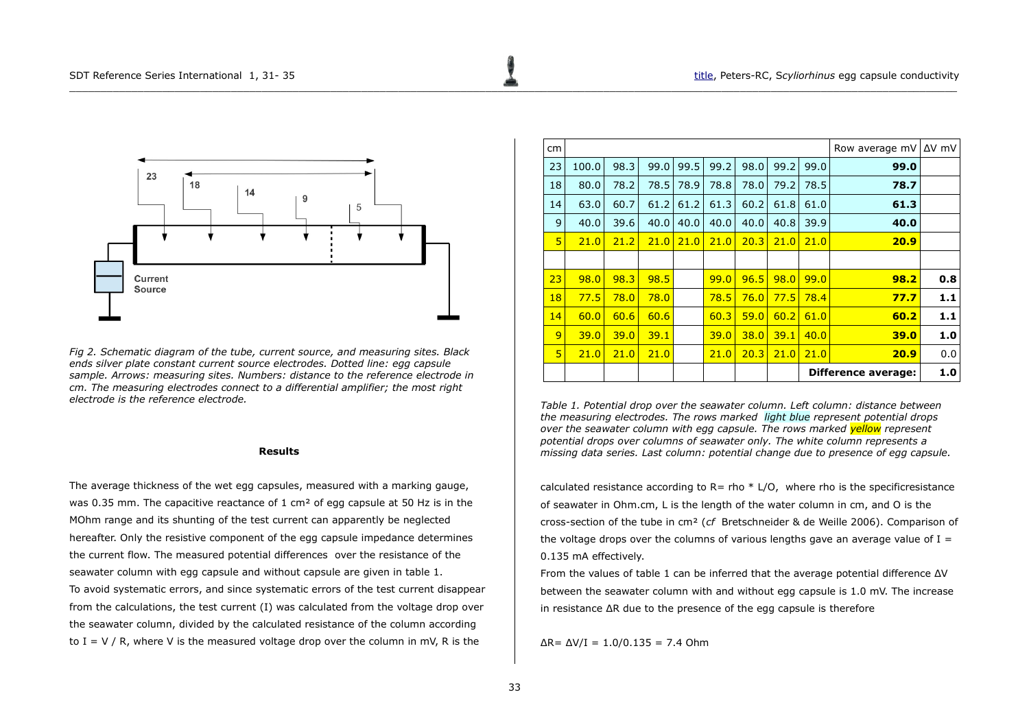*Fig 2. Schematic diagram of the tube, current source, and measuring sites. Black ends silver plate constant current source electrodes. Dotted line: egg capsule sample. Arrows: measuring sites. Numbers: distance to the reference electrode in cm. The measuring electrodes connect to a differential amplifier; the most right electrode is the reference electrode.*

**Results**

The average thickness of the wet egg capsules, measured with a marking gauge, was 0.35 mm. The capacitive reactance of 1 cm² of egg capsule at 50 Hz is in the MOhm range and its shunting of the test current can apparently be neglected hereafter. Only the resistive component of the egg capsule impedance determines the current flow. The measured potential differences over the resistance of the seawater column with egg capsule and without capsule are given in table 1.

To avoid systematic errors, and since systematic errors of the test current disappear from the calculations, the test current (I) was calculated from the voltage drop over the seawater column, divided by the calculated resistance of the column according to I = V / R, where V is the measured voltage drop over the column in mV, R is the calculated resistance according to R= rho * L/O, where rho is the specificresistance of seawater in Ohm.cm, L is the length of the water column in cm, and O is the cross-section of the tube in cm² (*cf* Bretschneider & de Weille 2006). Comparison of the voltage drops over the columns of various lengths gave an average value of I = 0.135 mA effectively.

| cm | | | | | | | | | Row average mV | ΔV mV |
|---|---|---|---|---|---|---|---|---|---|---|
| 23 | 100.0 | 98.3 | 99.0 | 99.5 | 99.2 | 98.0 | 99.2 | 99.0 | **99.0** | |
| 18 | 80.0 | 78.2 | 78.5 | 78.9 | 78.8 | 78.0 | 79.2 | 78.5 | **78.7** | |
| 14 | 63.0 | 60.7 | 61.2 | 61.2 | 61.3 | 60.2 | 61.8 | 61.0 | **61.3** | |
| 9 | 40.0 | 39.6 | 40.0 | 40.0 | 40.0 | 40.0 | 40.8 | 39.9 | **40.0** | |
| 5 | 21.0 | 21.2 | 21.0 | 21.0 | 21.0 | 20.3 | 21.0 | 21.0 | **20.9** | |
| | | | | | | | | | | |
| 23 | 98.0 | 98.3 | 98.5 | | 99.0 | 96.5 | 98.0 | 99.0 | **98.2** | **0.8** |
| 18 | 77.5 | 78.0 | 78.0 | | 78.5 | 76.0 | 77.5 | 78.4 | **77.7** | **1.1** |
| 14 | 60.0 | 60.6 | 60.6 | | 60.3 | 59.0 | 60.2 | 61.0 | **60.2** | **1.1** |
| 9 | 39.0 | 39.0 | 39.1 | | 39.0 | 38.0 | 39.1 | 40.0 | **39.0** | **1.0** |
| 5 | 21.0 | 21.0 | 21.0 | | 21.0 | 20.3 | 21.0 | 21.0 | **20.9** | 0.0 |
| | | | | | | | | | **Difference average:** | **1.0** |

*Table 1. Potential drop over the seawater column. Left column: distance between the measuring electrodes. The rows marked light blue represent potential drops over the seawater column with egg capsule. The rows marked yellow represent potential drops over columns of seawater only. The white column represents a missing data series. Last column: potential change due to presence of egg capsule.*

From the values of table 1 can be inferred that the average potential difference ΔV between the seawater column with and without egg capsule is 1.0 mV. The increase in resistance ΔR due to the presence of the egg capsule is therefore

ΔR= ΔV/I = 1.0/0.135 = 7.4 Ohm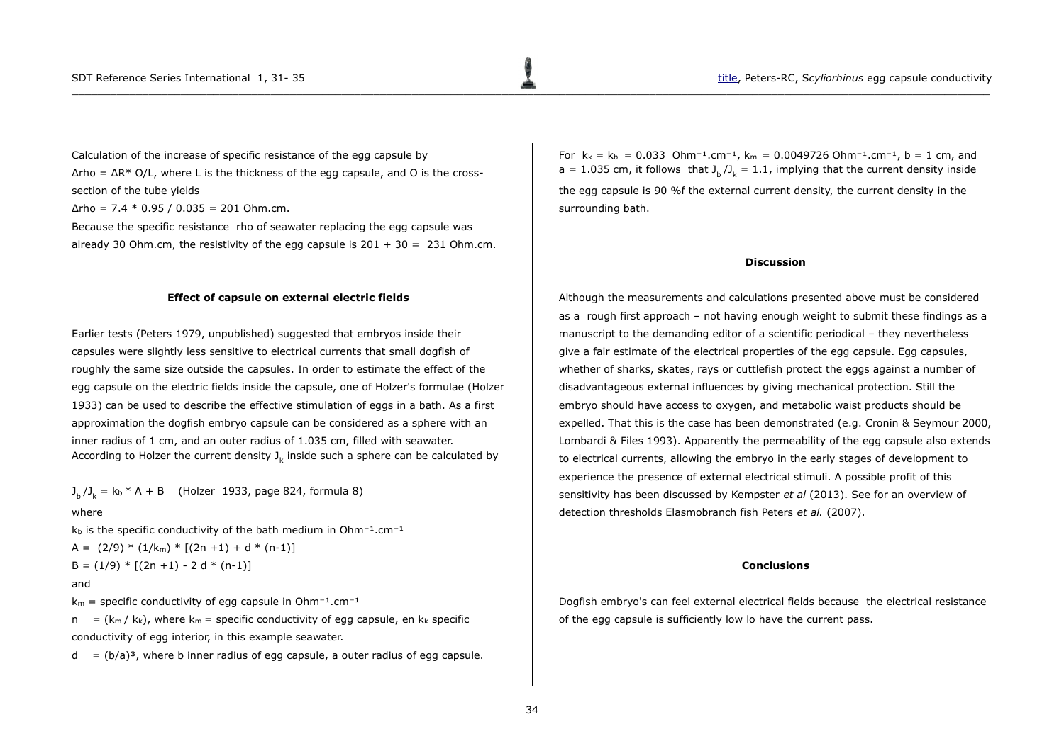Calculation of the increase of specific resistance of the egg capsule by $\Delta rho = \Delta R * O/L$, where L is the thickness of the egg capsule, and O is the cross-section of the tube yields

$\Delta rho = 7.4 * 0.95 / 0.035 = 201$ Ohm.cm.

Because the specific resistance rho of seawater replacing the egg capsule was already 30 Ohm.cm, the resistivity of the egg capsule is 201 + 30 = 231 Ohm.cm.

### Effect of capsule on external electric fields

Earlier tests (Peters 1979, unpublished) suggested that embryos inside their capsules were slightly less sensitive to electrical currents that small dogfish of roughly the same size outside the capsules. In order to estimate the effect of the egg capsule on the electric fields inside the capsule, one of Holzer's formulae (Holzer 1933) can be used to describe the effective stimulation of eggs in a bath. As a first approximation the dogfish embryo capsule can be considered as a sphere with an inner radius of 1 cm, and an outer radius of 1.035 cm, filled with seawater. According to Holzer the current density $J_k$ inside such a sphere can be calculated by

$J_b / J_k = k_b * A + B$ (Holzer 1933, page 824, formula 8)

where

$k_b$ is the specific conductivity of the bath medium in $Ohm^{-1}.cm^{-1}$

$A = (2/9) * (1/k_m) * [(2n +1) + d * (n-1)]$

$B = (1/9) * [(2n +1) - 2 d * (n-1)]$

and

$k_m$ = specific conductivity of egg capsule in $Ohm^{-1}.cm^{-1}$

$n = (k_m / k_k)$, where $k_m$ = specific conductivity of egg capsule, en $k_k$ specific conductivity of egg interior, in this example seawater.

$d = (b/a)^3$, where b inner radius of egg capsule, a outer radius of egg capsule.

For $k_k = k_b = 0.033$ $Ohm^{-1}.cm^{-1}$, $k_m = 0.0049726$ $Ohm^{-1}.cm^{-1}$, b = 1 cm, and a = 1.035 cm, it follows that $J_b / J_k = 1.1$, implying that the current density inside the egg capsule is 90 %f the external current density, the current density in the surrounding bath.

### Discussion

Although the measurements and calculations presented above must be considered as a rough first approach – not having enough weight to submit these findings as a manuscript to the demanding editor of a scientific periodical – they nevertheless give a fair estimate of the electrical properties of the egg capsule. Egg capsules, whether of sharks, skates, rays or cuttlefish protect the eggs against a number of disadvantageous external influences by giving mechanical protection. Still the embryo should have access to oxygen, and metabolic waist products should be expelled. That this is the case has been demonstrated (e.g. Cronin & Seymour 2000, Lombardi & Files 1993). Apparently the permeability of the egg capsule also extends to electrical currents, allowing the embryo in the early stages of development to experience the presence of external electrical stimuli. A possible profit of this sensitivity has been discussed by Kempster *et al* (2013). See for an overview of detection thresholds Elasmobranch fish Peters *et al.* (2007).

### Conclusions

Dogfish embryo's can feel external electrical fields because the electrical resistance of the egg capsule is sufficiently low lo have the current pass.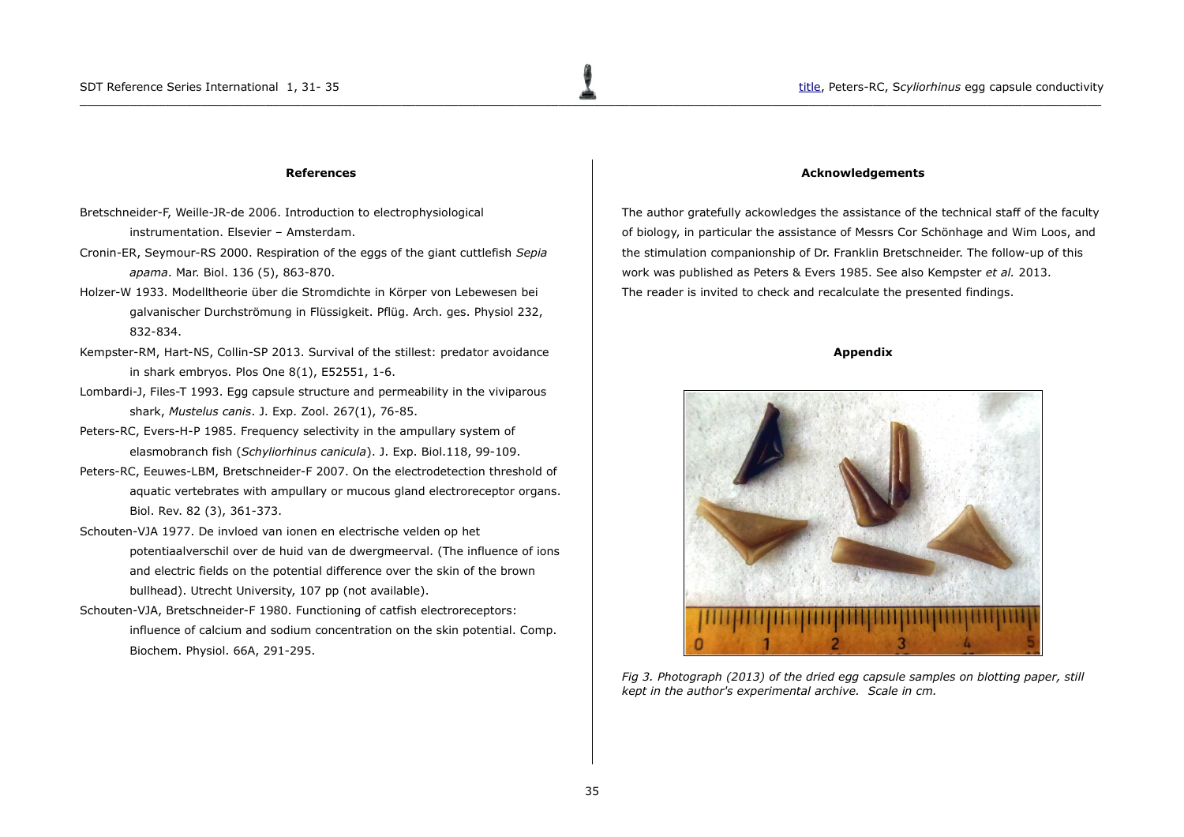### References

Bretschneider-F, Weille-JR-de 2006. Introduction to electrophysiological instrumentation. Elsevier – Amsterdam.

Cronin-ER, Seymour-RS 2000. Respiration of the eggs of the giant cuttlefish *Sepia apama*. Mar. Biol. 136 (5), 863-870.

Holzer-W 1933. Modelltheorie über die Stromdichte in Körper von Lebewesen bei galvanischer Durchströmung in Flüssigkeit. Pflüg. Arch. ges. Physiol 232, 832-834.

Kempster-RM, Hart-NS, Collin-SP 2013. Survival of the stillest: predator avoidance in shark embryos. Plos One 8(1), E52551, 1-6.

Lombardi-J, Files-T 1993. Egg capsule structure and permeability in the viviparous shark, *Mustelus canis*. J. Exp. Zool. 267(1), 76-85.

Peters-RC, Evers-H-P 1985. Frequency selectivity in the ampullary system of elasmobranch fish (*Schyliorhinus canicula*). J. Exp. Biol.118, 99-109.

Peters-RC, Eeuwes-LBM, Bretschneider-F 2007. On the electrodetection threshold of aquatic vertebrates with ampullary or mucous gland electroreceptor organs. Biol. Rev. 82 (3), 361-373.

Schouten-VJA 1977. De invloed van ionen en electrische velden op het potentiaalverschil over de huid van de dwergmeerval. (The influence of ions and electric fields on the potential difference over the skin of the brown bullhead). Utrecht University, 107 pp (not available).

Schouten-VJA, Bretschneider-F 1980. Functioning of catfish electroreceptors: influence of calcium and sodium concentration on the skin potential. Comp. Biochem. Physiol. 66A, 291-295.

### Acknowledgements

The author gratefully ackowledges the assistance of the technical staff of the faculty of biology, in particular the assistance of Messrs Cor Schönhage and Wim Loos, and the stimulation companionship of Dr. Franklin Bretschneider. The follow-up of this work was published as Peters & Evers 1985. See also Kempster *et al.* 2013.
The reader is invited to check and recalculate the presented findings.

### Appendix

*Fig 3. Photograph (2013) of the dried egg capsule samples on blotting paper, still kept in the author's experimental archive. Scale in cm.*